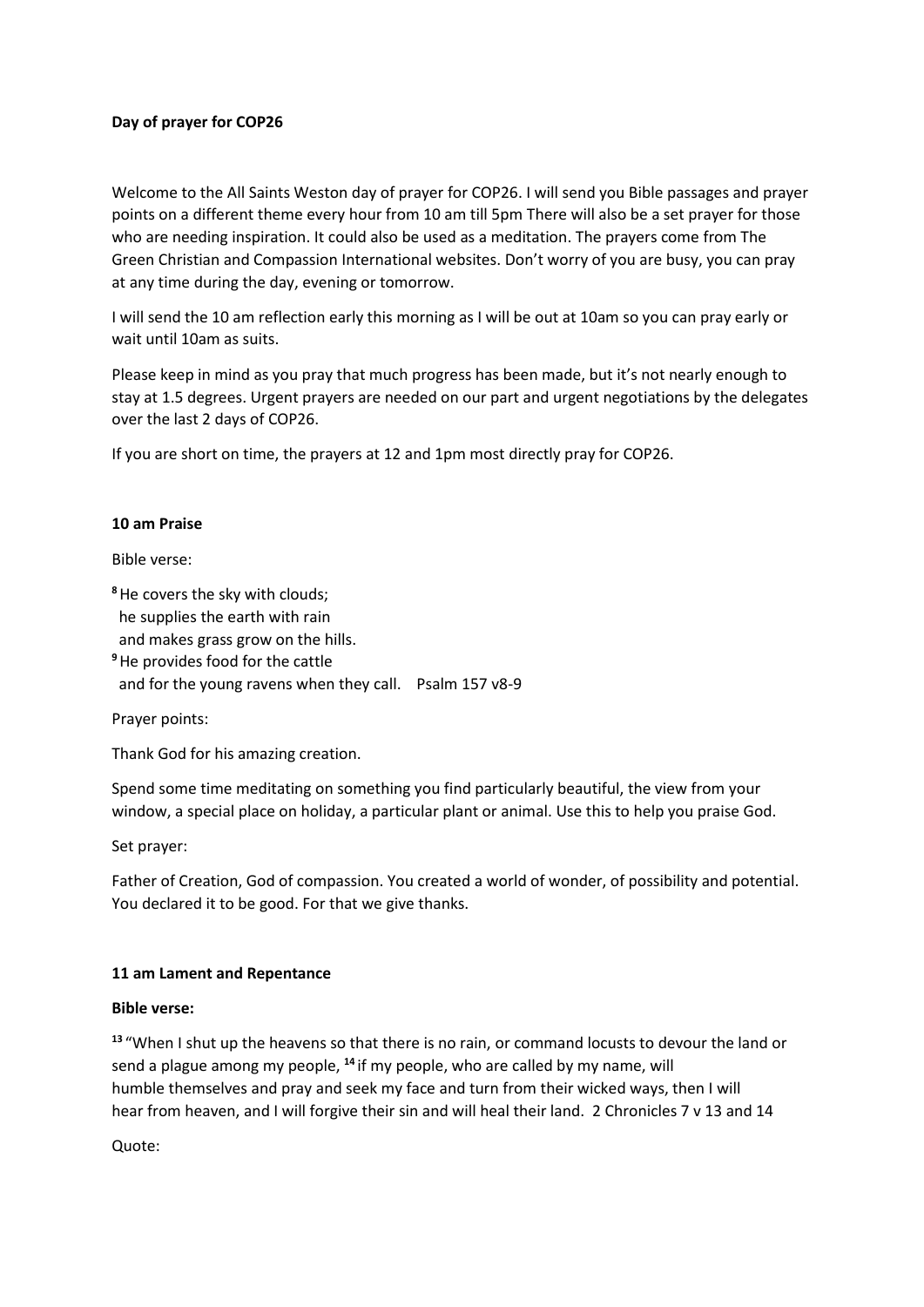**Day of prayer for COP26**

Welcome to the All Saints Weston day of prayer for COP26. I will send you Bible passages and prayer points on a different theme every hour from 10 am till 5pm There will also be a set prayer for those who are needing inspiration. It could also be used as a meditation. The prayers come from The Green Christian and Compassion International websites. Don't worry of you are busy, you can pray at any time during the day, evening or tomorrow.

I will send the 10 am reflection early this morning as I will be out at 10am so you can pray early or wait until 10am as suits.

Please keep in mind as you pray that much progress has been made, but it's not nearly enough to stay at 1.5 degrees. Urgent prayers are needed on our part and urgent negotiations by the delegates over the last 2 days of COP26.

If you are short on time, the prayers at 12 and 1pm most directly pray for COP26.

**10 am Praise**

Bible verse:

[8] He covers the sky with clouds;
he supplies the earth with rain
and makes grass grow on the hills.
[9] He provides food for the cattle
and for the young ravens when they call. Psalm 157 v8-9

Prayer points:

Thank God for his amazing creation.

Spend some time meditating on something you find particularly beautiful, the view from your window, a special place on holiday, a particular plant or animal. Use this to help you praise God.

Set prayer:

Father of Creation, God of compassion. You created a world of wonder, of possibility and potential. You declared it to be good. For that we give thanks.

**11 am Lament and Repentance**

**Bible verse:**

[13] "When I shut up the heavens so that there is no rain, or command locusts to devour the land or send a plague among my people, [14] if my people, who are called by my name, will humble themselves and pray and seek my face and turn from their wicked ways, then I will hear from heaven, and I will forgive their sin and will heal their land. 2 Chronicles 7 v 13 and 14

Quote: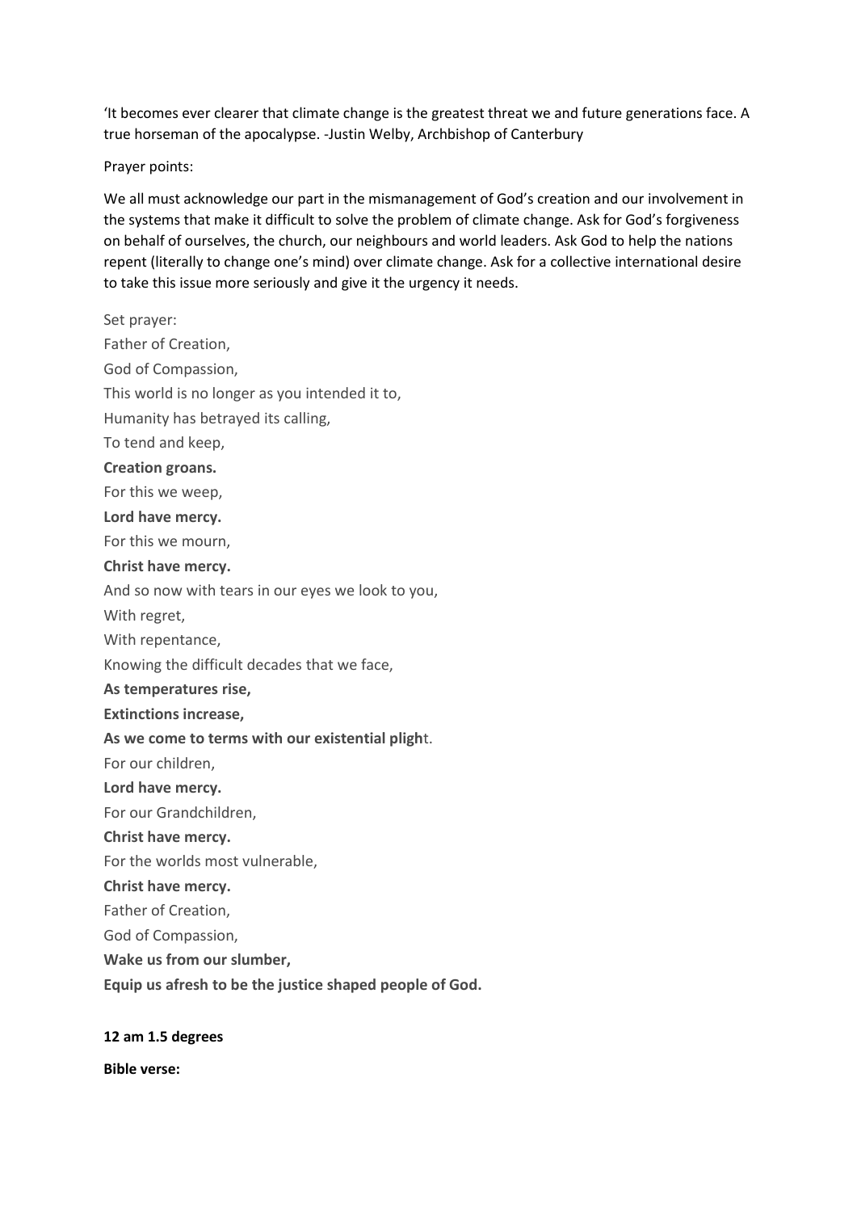'It becomes ever clearer that climate change is the greatest threat we and future generations face. A true horseman of the apocalypse. -Justin Welby, Archbishop of Canterbury

Prayer points:

We all must acknowledge our part in the mismanagement of God's creation and our involvement in the systems that make it difficult to solve the problem of climate change. Ask for God's forgiveness on behalf of ourselves, the church, our neighbours and world leaders. Ask God to help the nations repent (literally to change one's mind) over climate change. Ask for a collective international desire to take this issue more seriously and give it the urgency it needs.

Set prayer:

Father of Creation,

God of Compassion,

This world is no longer as you intended it to,

Humanity has betrayed its calling,

To tend and keep,

**Creation groans.**

For this we weep,

**Lord have mercy.**

For this we mourn,

**Christ have mercy.**

And so now with tears in our eyes we look to you,

With regret,

With repentance,

Knowing the difficult decades that we face,

**As temperatures rise,**

**Extinctions increase,**

**As we come to terms with our existential plight.**

For our children,

**Lord have mercy.**

For our Grandchildren,

**Christ have mercy.**

For the worlds most vulnerable,

**Christ have mercy.**

Father of Creation,

God of Compassion,

**Wake us from our slumber,**

**Equip us afresh to be the justice shaped people of God.**

**12 am 1.5 degrees**

**Bible verse:**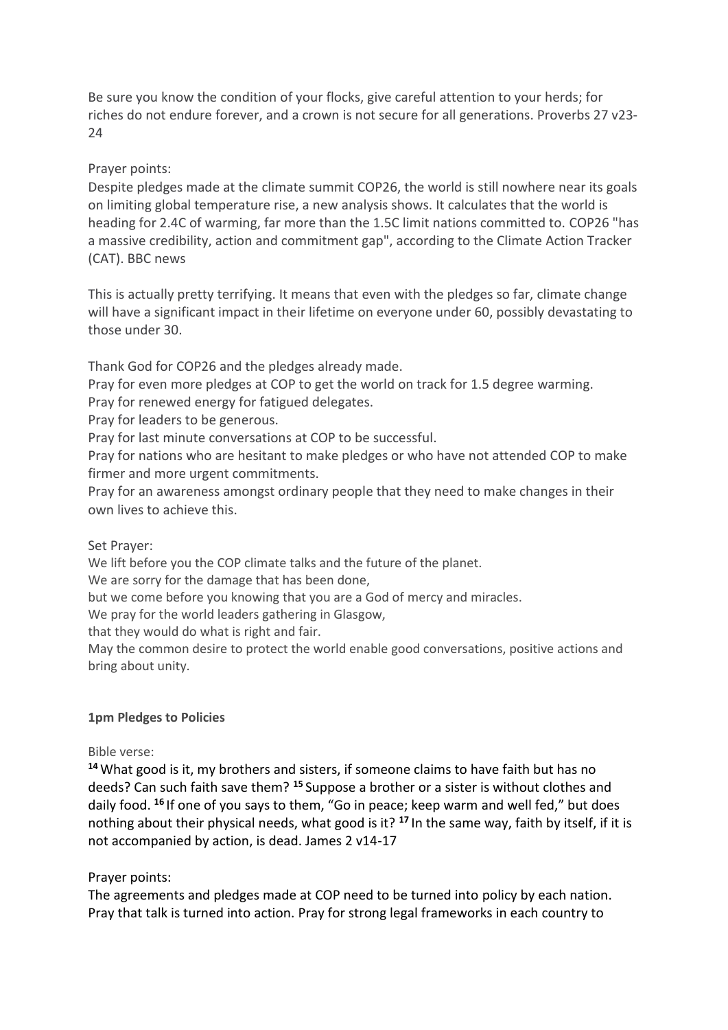Be sure you know the condition of your flocks, give careful attention to your herds; for riches do not endure forever, and a crown is not secure for all generations. Proverbs 27 v23-24

Prayer points:

Despite pledges made at the climate summit COP26, the world is still nowhere near its goals on limiting global temperature rise, a new analysis shows. It calculates that the world is heading for 2.4C of warming, far more than the 1.5C limit nations committed to. COP26 "has a massive credibility, action and commitment gap", according to the Climate Action Tracker (CAT). BBC news

This is actually pretty terrifying. It means that even with the pledges so far, climate change will have a significant impact in their lifetime on everyone under 60, possibly devastating to those under 30.

Thank God for COP26 and the pledges already made.
Pray for even more pledges at COP to get the world on track for 1.5 degree warming.
Pray for renewed energy for fatigued delegates.
Pray for leaders to be generous.
Pray for last minute conversations at COP to be successful.
Pray for nations who are hesitant to make pledges or who have not attended COP to make firmer and more urgent commitments.
Pray for an awareness amongst ordinary people that they need to make changes in their own lives to achieve this.

Set Prayer:

We lift before you the COP climate talks and the future of the planet.
We are sorry for the damage that has been done,
but we come before you knowing that you are a God of mercy and miracles.
We pray for the world leaders gathering in Glasgow,
that they would do what is right and fair.
May the common desire to protect the world enable good conversations, positive actions and bring about unity.

**1pm Pledges to Policies**

Bible verse:

**14** What good is it, my brothers and sisters, if someone claims to have faith but has no deeds? Can such faith save them? **15** Suppose a brother or a sister is without clothes and daily food. **16** If one of you says to them, "Go in peace; keep warm and well fed," but does nothing about their physical needs, what good is it? **17** In the same way, faith by itself, if it is not accompanied by action, is dead. James 2 v14-17

Prayer points:

The agreements and pledges made at COP need to be turned into policy by each nation. Pray that talk is turned into action. Pray for strong legal frameworks in each country to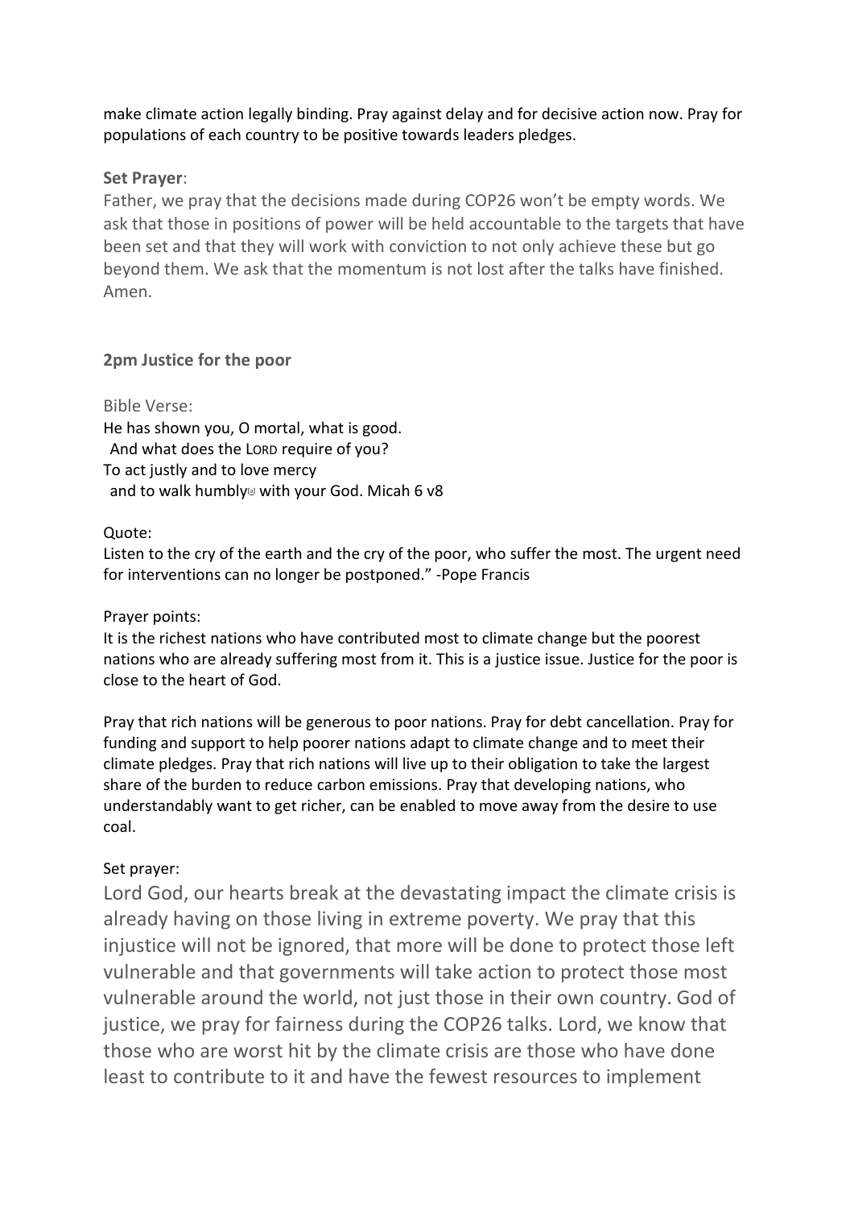make climate action legally binding. Pray against delay and for decisive action now. Pray for populations of each country to be positive towards leaders pledges.

**Set Prayer**:

Father, we pray that the decisions made during COP26 won't be empty words. We ask that those in positions of power will be held accountable to the targets that have been set and that they will work with conviction to not only achieve these but go beyond them. We ask that the momentum is not lost after the talks have finished. Amen.

**2pm Justice for the poor**

Bible Verse:

He has shown you, O mortal, what is good.
 And what does the LORD require of you?
To act justly and to love mercy
 and to walk humbly[a] with your God. Micah 6 v8

Quote:

Listen to the cry of the earth and the cry of the poor, who suffer the most. The urgent need for interventions can no longer be postponed." -Pope Francis

Prayer points:

It is the richest nations who have contributed most to climate change but the poorest nations who are already suffering most from it. This is a justice issue. Justice for the poor is close to the heart of God.

Pray that rich nations will be generous to poor nations. Pray for debt cancellation. Pray for funding and support to help poorer nations adapt to climate change and to meet their climate pledges. Pray that rich nations will live up to their obligation to take the largest share of the burden to reduce carbon emissions. Pray that developing nations, who understandably want to get richer, can be enabled to move away from the desire to use coal.

Set prayer:

Lord God, our hearts break at the devastating impact the climate crisis is already having on those living in extreme poverty. We pray that this injustice will not be ignored, that more will be done to protect those left vulnerable and that governments will take action to protect those most vulnerable around the world, not just those in their own country. God of justice, we pray for fairness during the COP26 talks. Lord, we know that those who are worst hit by the climate crisis are those who have done least to contribute to it and have the fewest resources to implement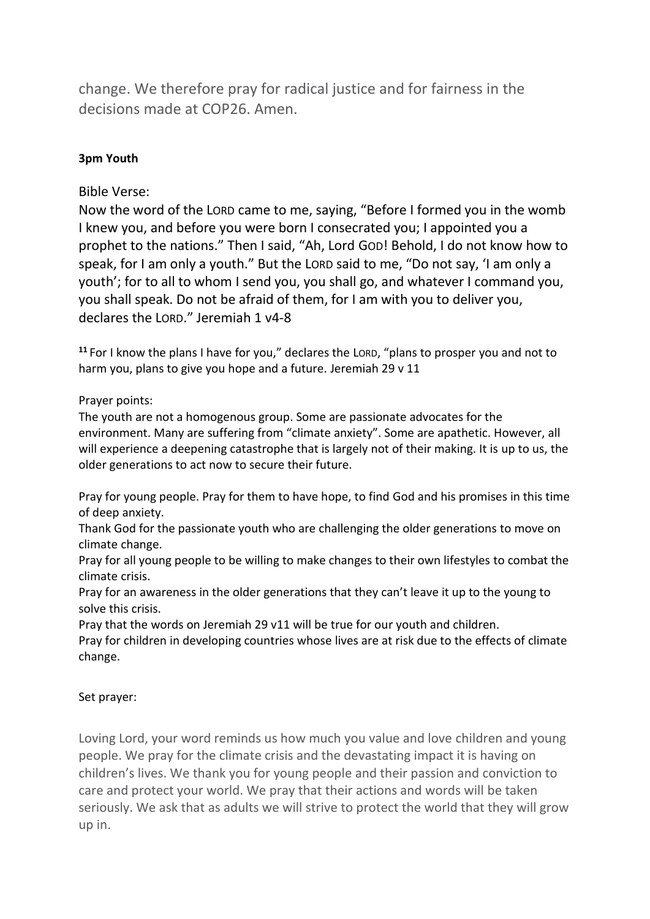change. We therefore pray for radical justice and for fairness in the decisions made at COP26. Amen.

**3pm Youth**

Bible Verse:

Now the word of the LORD came to me, saying, "Before I formed you in the womb I knew you, and before you were born I consecrated you; I appointed you a prophet to the nations." Then I said, "Ah, Lord GOD! Behold, I do not know how to speak, for I am only a youth." But the LORD said to me, "Do not say, 'I am only a youth'; for to all to whom I send you, you shall go, and whatever I command you, you shall speak. Do not be afraid of them, for I am with you to deliver you, declares the LORD." Jeremiah 1 v4-8

**11** For I know the plans I have for you," declares the LORD, "plans to prosper you and not to harm you, plans to give you hope and a future. Jeremiah 29 v 11

Prayer points:

The youth are not a homogenous group. Some are passionate advocates for the environment. Many are suffering from "climate anxiety". Some are apathetic. However, all will experience a deepening catastrophe that is largely not of their making. It is up to us, the older generations to act now to secure their future.

Pray for young people. Pray for them to have hope, to find God and his promises in this time of deep anxiety.
Thank God for the passionate youth who are challenging the older generations to move on climate change.
Pray for all young people to be willing to make changes to their own lifestyles to combat the climate crisis.
Pray for an awareness in the older generations that they can't leave it up to the young to solve this crisis.
Pray that the words on Jeremiah 29 v11 will be true for our youth and children.
Pray for children in developing countries whose lives are at risk due to the effects of climate change.

Set prayer:

Loving Lord, your word reminds us how much you value and love children and young people. We pray for the climate crisis and the devastating impact it is having on children's lives. We thank you for young people and their passion and conviction to care and protect your world. We pray that their actions and words will be taken seriously. We ask that as adults we will strive to protect the world that they will grow up in.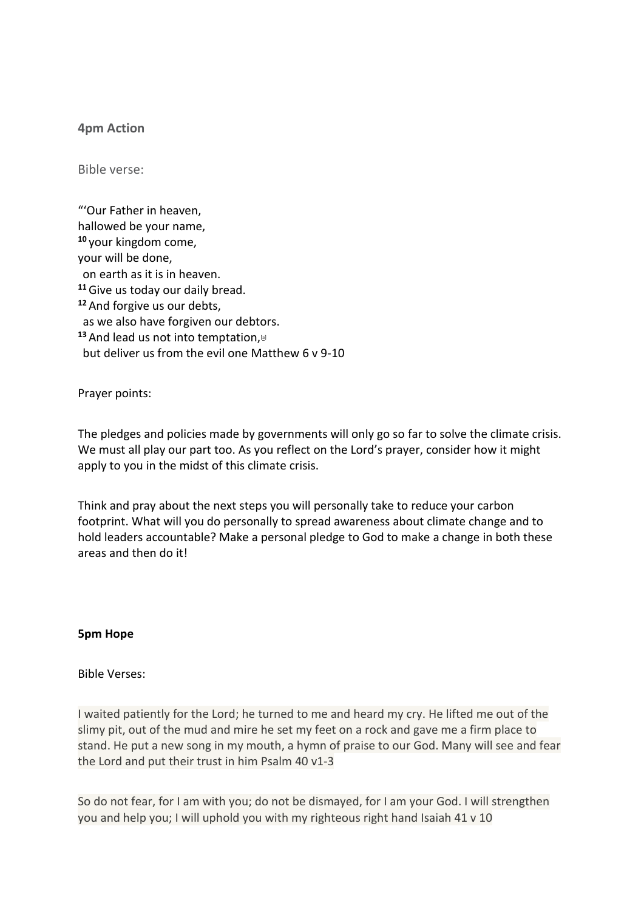**4pm Action**

Bible verse:

"'Our Father in heaven,
hallowed be your name,
[10] your kingdom come,
your will be done,
 on earth as it is in heaven.
[11] Give us today our daily bread.
[12] And forgive us our debts,
 as we also have forgiven our debtors.
[13] And lead us not into temptation,[a]
 but deliver us from the evil one Matthew 6 v 9-10

Prayer points:

The pledges and policies made by governments will only go so far to solve the climate crisis. We must all play our part too. As you reflect on the Lord's prayer, consider how it might apply to you in the midst of this climate crisis.

Think and pray about the next steps you will personally take to reduce your carbon footprint. What will you do personally to spread awareness about climate change and to hold leaders accountable? Make a personal pledge to God to make a change in both these areas and then do it!

**5pm Hope**

Bible Verses:

I waited patiently for the Lord; he turned to me and heard my cry. He lifted me out of the slimy pit, out of the mud and mire he set my feet on a rock and gave me a firm place to stand. He put a new song in my mouth, a hymn of praise to our God. Many will see and fear the Lord and put their trust in him Psalm 40 v1-3

So do not fear, for I am with you; do not be dismayed, for I am your God. I will strengthen you and help you; I will uphold you with my righteous right hand Isaiah 41 v 10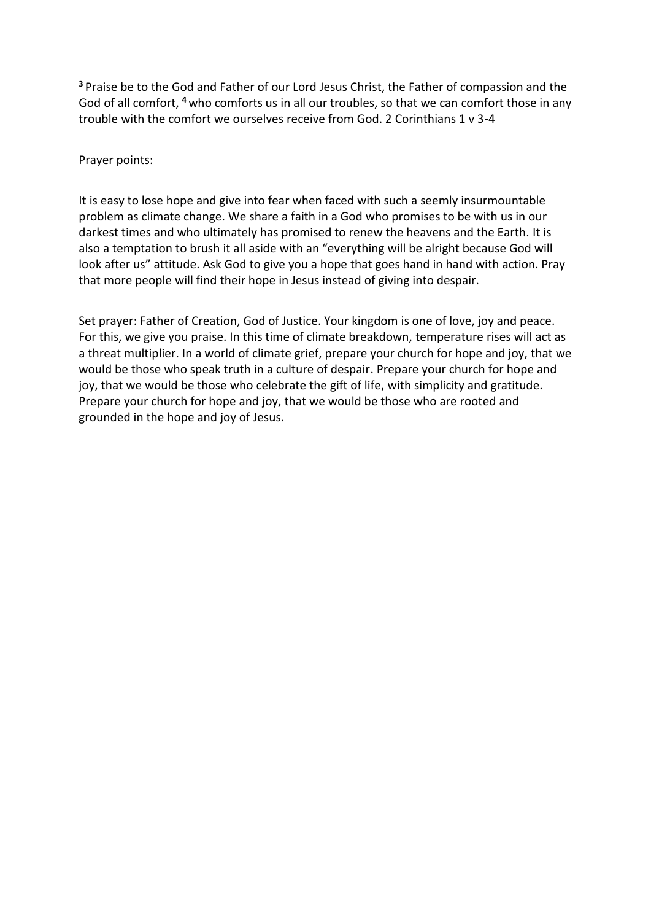[3] Praise be to the God and Father of our Lord Jesus Christ, the Father of compassion and the God of all comfort, [4] who comforts us in all our troubles, so that we can comfort those in any trouble with the comfort we ourselves receive from God. 2 Corinthians 1 v 3-4

Prayer points:

It is easy to lose hope and give into fear when faced with such a seemly insurmountable problem as climate change. We share a faith in a God who promises to be with us in our darkest times and who ultimately has promised to renew the heavens and the Earth. It is also a temptation to brush it all aside with an "everything will be alright because God will look after us" attitude. Ask God to give you a hope that goes hand in hand with action. Pray that more people will find their hope in Jesus instead of giving into despair.

Set prayer: Father of Creation, God of Justice. Your kingdom is one of love, joy and peace. For this, we give you praise. In this time of climate breakdown, temperature rises will act as a threat multiplier. In a world of climate grief, prepare your church for hope and joy, that we would be those who speak truth in a culture of despair. Prepare your church for hope and joy, that we would be those who celebrate the gift of life, with simplicity and gratitude. Prepare your church for hope and joy, that we would be those who are rooted and grounded in the hope and joy of Jesus.